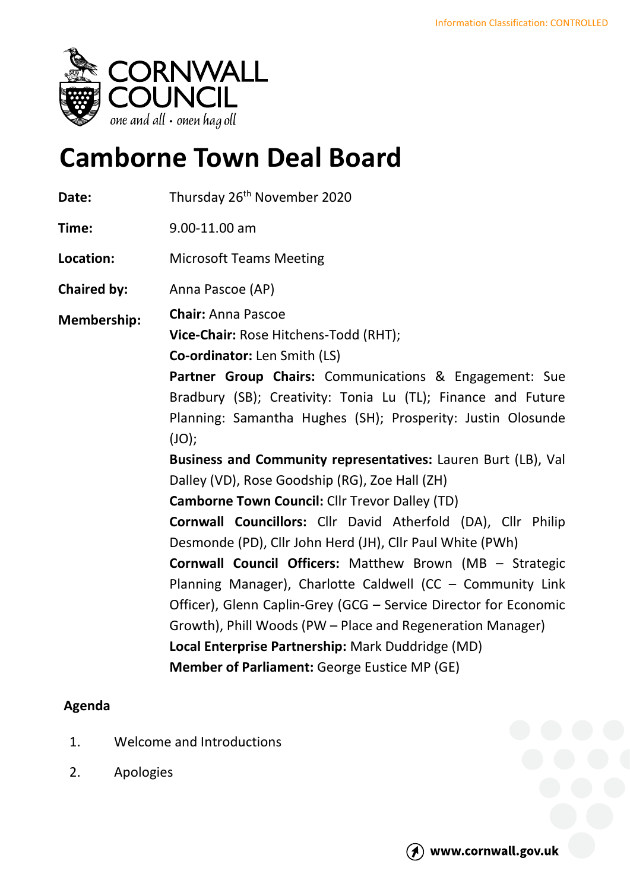# Camborne Town Deal Board

**Date:** Thursday 26th November 2020

**Time:** 9.00-11.00 am

**Location:** Microsoft Teams Meeting

**Chaired by:** Anna Pascoe (AP)

**Membership:**

**Chair:** Anna Pascoe
**Vice-Chair:** Rose Hitchens-Todd (RHT);
**Co-ordinator:** Len Smith (LS)
**Partner Group Chairs:** Communications & Engagement: Sue Bradbury (SB); Creativity: Tonia Lu (TL); Finance and Future Planning: Samantha Hughes (SH); Prosperity: Justin Olosunde (JO);
**Business and Community representatives:** Lauren Burt (LB), Val Dalley (VD), Rose Goodship (RG), Zoe Hall (ZH)
**Camborne Town Council:** Cllr Trevor Dalley (TD)
**Cornwall Councillors:** Cllr David Atherfold (DA), Cllr Philip Desmonde (PD), Cllr John Herd (JH), Cllr Paul White (PWh)
**Cornwall Council Officers:** Matthew Brown (MB – Strategic Planning Manager), Charlotte Caldwell (CC – Community Link Officer), Glenn Caplin-Grey (GCG – Service Director for Economic Growth), Phill Woods (PW – Place and Regeneration Manager)
**Local Enterprise Partnership:** Mark Duddridge (MD)
**Member of Parliament:** George Eustice MP (GE)

## Agenda

1. Welcome and Introductions
2. Apologies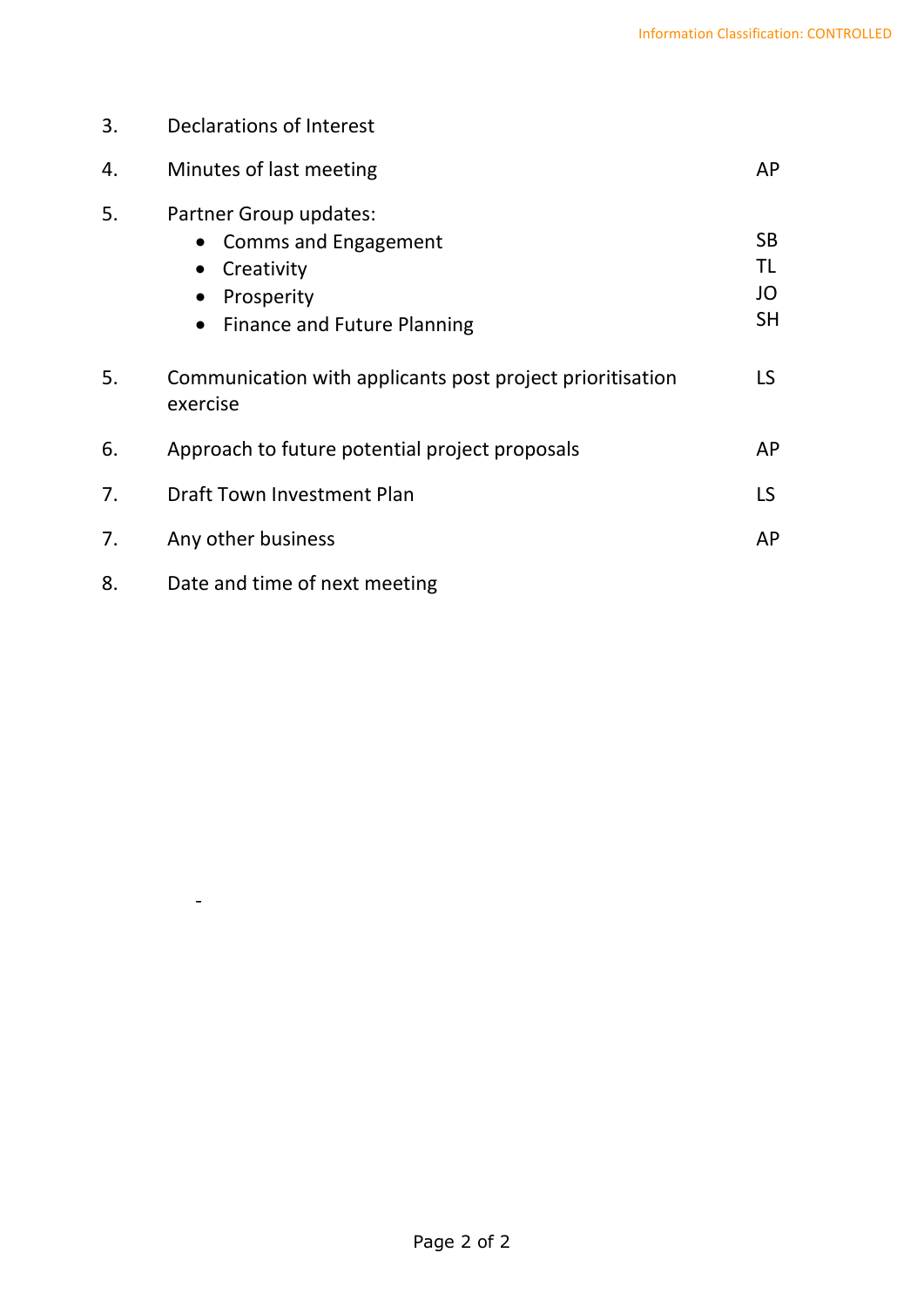| | | |
|---|---|---|
| 3. | Declarations of Interest | |
| 4. | Minutes of last meeting | AP |
| 5. | Partner Group updates:<br>• Comms and Engagement<br>• Creativity<br>• Prosperity<br>• Finance and Future Planning | <br>SB<br>TL<br>JO<br>SH |
| 5. | Communication with applicants post project prioritisation exercise | LS |
| 6. | Approach to future potential project proposals | AP |
| 7. | Draft Town Investment Plan | LS |
| 7. | Any other business | AP |
| 8. | Date and time of next meeting | |

-